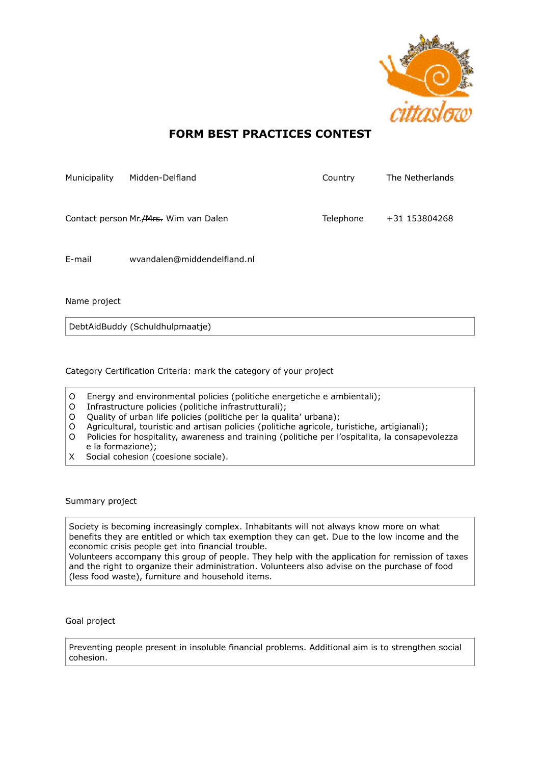# FORM BEST PRACTICES CONTEST

| | | | |
|---|---|---|---|
| Municipality | Midden-Delfland | Country | The Netherlands |
| Contact person | Mr.~~/Mrs.~~ Wim van Dalen | Telephone | +31 153804268 |
| E-mail | wvandalen@middendelfland.nl | | |

Name project

| DebtAidBuddy (Schuldhulpmaatje) |
|---|

Category Certification Criteria: mark the category of your project

- O Energy and environmental policies (politiche energetiche e ambientali);
- O Infrastructure policies (politiche infrastrutturali);
- O Quality of urban life policies (politiche per la qualita' urbana);
- O Agricultural, touristic and artisan policies (politiche agricole, turistiche, artigianali);
- O Policies for hospitality, awareness and training (politiche per l'ospitalita, la consapevolezza e la formazione);
- X Social cohesion (coesione sociale).

Summary project

Society is becoming increasingly complex. Inhabitants will not always know more on what benefits they are entitled or which tax exemption they can get. Due to the low income and the economic crisis people get into financial trouble.
Volunteers accompany this group of people. They help with the application for remission of taxes and the right to organize their administration. Volunteers also advise on the purchase of food (less food waste), furniture and household items.

Goal project

Preventing people present in insoluble financial problems. Additional aim is to strengthen social cohesion.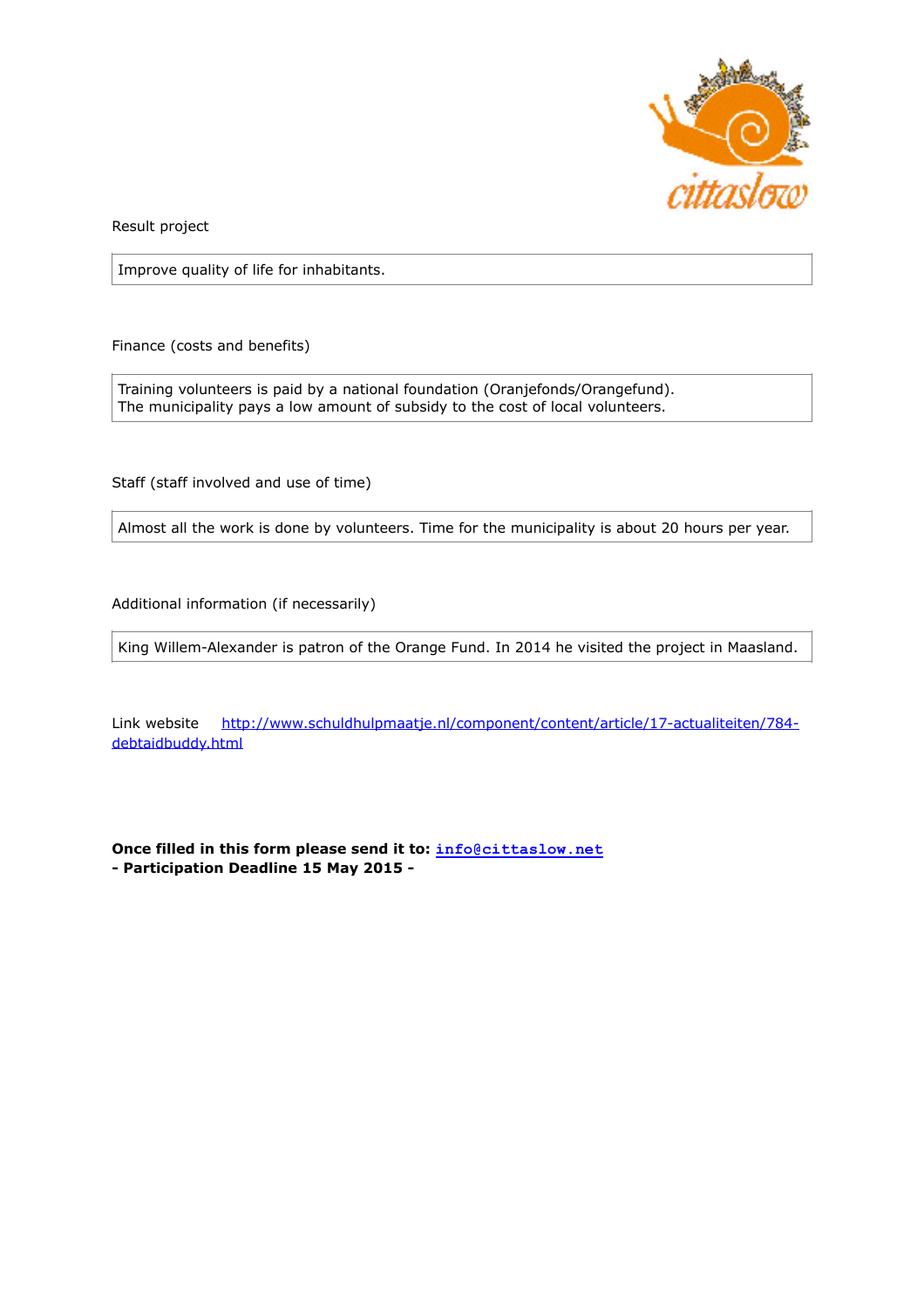Result project

| |
|---|
| Improve quality of life for inhabitants. |

Finance (costs and benefits)

| |
|---|
| Training volunteers is paid by a national foundation (Oranjefonds/Orangefund).<br>The municipality pays a low amount of subsidy to the cost of local volunteers. |

Staff (staff involved and use of time)

| |
|---|
| Almost all the work is done by volunteers. Time for the municipality is about 20 hours per year. |

Additional information (if necessarily)

| |
|---|
| King Willem-Alexander is patron of the Orange Fund. In 2014 he visited the project in Maasland. |

Link website http://www.schuldhulpmaatje.nl/component/content/article/17-actualiteiten/784-debtaidbuddy.html

**Once filled in this form please send it to: info@cittaslow.net**
**- Participation Deadline 15 May 2015 -**